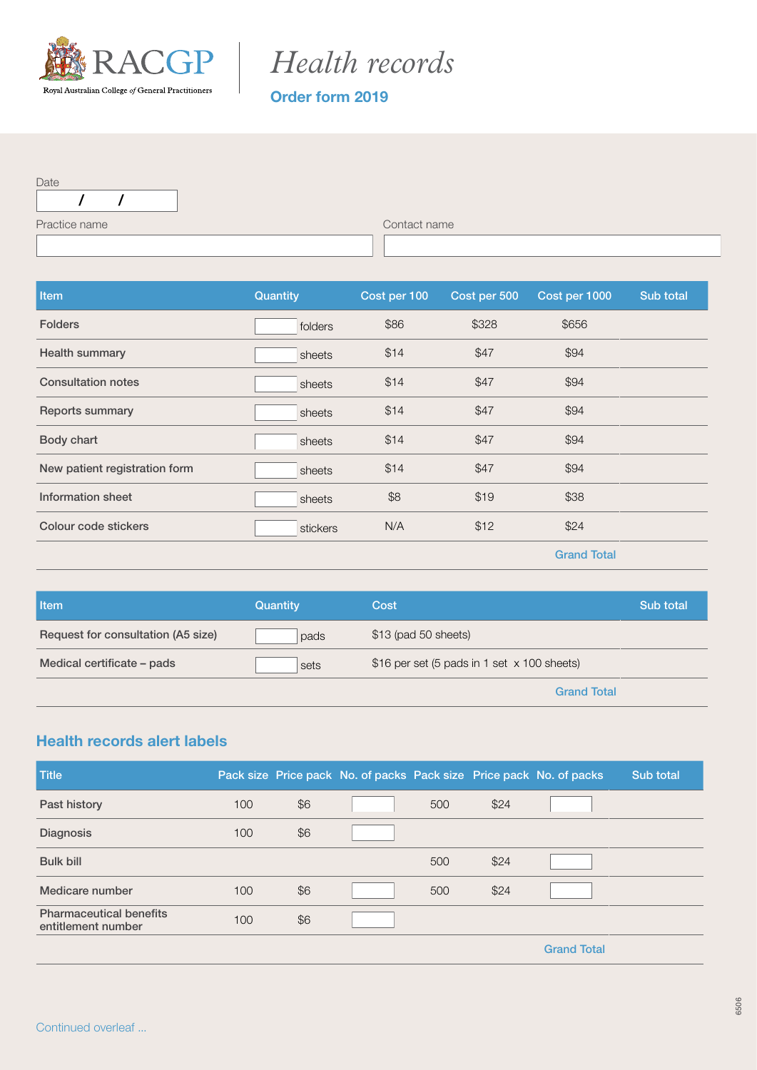RACGP

Royal Australian College *of* General Practitioners

# *Health records*

## Order form 2019

Date

/ /

Practice name

Contact name

| Item | Quantity | Cost per 100 | Cost per 500 | Cost per 1000 | Sub total |
|---|---|---|---|---|---|
| Folders | folders | $86 | $328 | $656 | |
| Health summary | sheets | $14 | $47 | $94 | |
| Consultation notes | sheets | $14 | $47 | $94 | |
| Reports summary | sheets | $14 | $47 | $94 | |
| Body chart | sheets | $14 | $47 | $94 | |
| New patient registration form | sheets | $14 | $47 | $94 | |
| Information sheet | sheets | $8 | $19 | $38 | |
| Colour code stickers | stickers | N/A | $12 | $24 | |
| | | | | Grand Total | |

| Item | Quantity | Cost | Sub total |
|---|---|---|---|
| Request for consultation (A5 size) | pads | $13 (pad 50 sheets) | |
| Medical certificate – pads | sets | $16 per set (5 pads in 1 set x 100 sheets) | |
| | | Grand Total | |

## Health records alert labels

| Title | Pack size | Price pack | No. of packs | Pack size | Price pack | No. of packs | Sub total |
|---|---|---|---|---|---|---|---|
| Past history | 100 | $6 | | 500 | $24 | | |
| Diagnosis | 100 | $6 | | | | | |
| Bulk bill | | | | 500 | $24 | | |
| Medicare number | 100 | $6 | | 500 | $24 | | |
| Pharmaceutical benefits entitlement number | 100 | $6 | | | | | |
| | | | | | | Grand Total | |

Continued overleaf ...

6506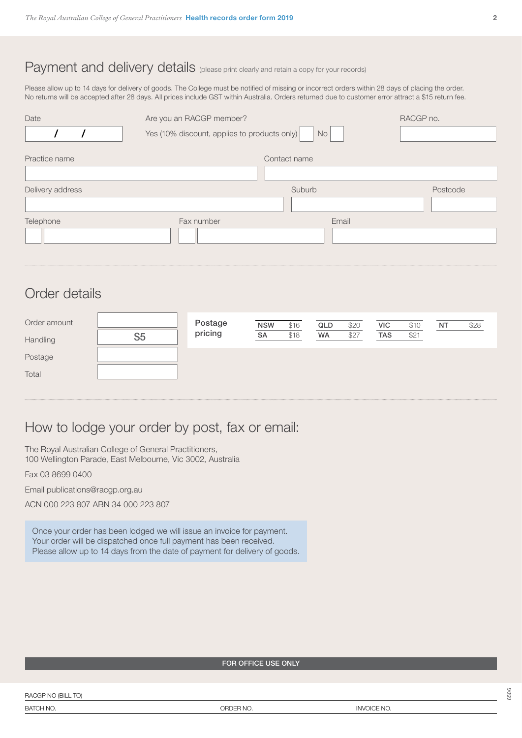## Payment and delivery details (please print clearly and retain a copy for your records)

Please allow up to 14 days for delivery of goods. The College must be notified of missing or incorrect orders within 28 days of placing the order. No returns will be accepted after 28 days. All prices include GST within Australia. Orders returned due to customer error attract a $15 return fee.

Date: / /

Are you an RACGP member? Yes (10% discount, applies to products only) ☐ No ☐

RACGP no.

Practice name

Contact name

Delivery address

Suburb

Postcode

Telephone

Fax number

Email

## Order details

| | |
|---|---|
| Order amount | |
| Handling | $5 |
| Postage | |
| Total | |

**Postage pricing**

| | | | | | | | |
|---|---|---|---|---|---|---|---|
| **NSW** | $16 | **QLD** | $20 | **VIC** | $10 | **NT** | $28 |
| **SA** | $18 | **WA** | $27 | **TAS** | $21 | | |

## How to lodge your order by post, fax or email:

The Royal Australian College of General Practitioners,
100 Wellington Parade, East Melbourne, Vic 3002, Australia

Fax 03 8699 0400

Email publications@racgp.org.au

ACN 000 223 807 ABN 34 000 223 807

Once your order has been lodged we will issue an invoice for payment.
Your order will be dispatched once full payment has been received.
Please allow up to 14 days from the date of payment for delivery of goods.

**FOR OFFICE USE ONLY**

RACGP NO (BILL TO)

BATCH NO. ORDER NO. INVOICE NO.

6506